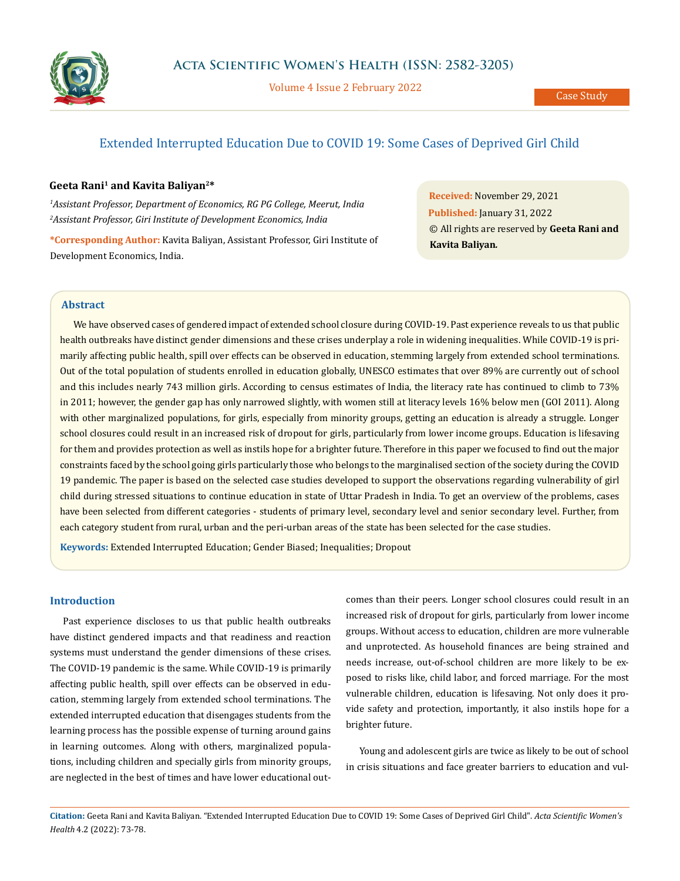Case Study

# Extended Interrupted Education Due to COVID 19: Some Cases of Deprived Girl Child

**Geeta Rani[1] and Kavita Baliyan[2]***

*[1]Assistant Professor, Department of Economics, RG PG College, Meerut, India*
*[2]Assistant Professor, Giri Institute of Development Economics, India*

**\*Corresponding Author:** Kavita Baliyan, Assistant Professor, Giri Institute of Development Economics, India.

**Received:** November 29, 2021
**Published:** January 31, 2022
© All rights are reserved by **Geeta Rani and Kavita Baliyan.**

## Abstract

We have observed cases of gendered impact of extended school closure during COVID-19. Past experience reveals to us that public health outbreaks have distinct gender dimensions and these crises underplay a role in widening inequalities. While COVID-19 is primarily affecting public health, spill over effects can be observed in education, stemming largely from extended school terminations. Out of the total population of students enrolled in education globally, UNESCO estimates that over 89% are currently out of school and this includes nearly 743 million girls. According to census estimates of India, the literacy rate has continued to climb to 73% in 2011; however, the gender gap has only narrowed slightly, with women still at literacy levels 16% below men (GOI 2011). Along with other marginalized populations, for girls, especially from minority groups, getting an education is already a struggle. Longer school closures could result in an increased risk of dropout for girls, particularly from lower income groups. Education is lifesaving for them and provides protection as well as instils hope for a brighter future. Therefore in this paper we focused to find out the major constraints faced by the school going girls particularly those who belongs to the marginalised section of the society during the COVID 19 pandemic. The paper is based on the selected case studies developed to support the observations regarding vulnerability of girl child during stressed situations to continue education in state of Uttar Pradesh in India. To get an overview of the problems, cases have been selected from different categories - students of primary level, secondary level and senior secondary level. Further, from each category student from rural, urban and the peri-urban areas of the state has been selected for the case studies.

**Keywords:** Extended Interrupted Education; Gender Biased; Inequalities; Dropout

## Introduction

Past experience discloses to us that public health outbreaks have distinct gendered impacts and that readiness and reaction systems must understand the gender dimensions of these crises. The COVID-19 pandemic is the same. While COVID-19 is primarily affecting public health, spill over effects can be observed in education, stemming largely from extended school terminations. The extended interrupted education that disengages students from the learning process has the possible expense of turning around gains in learning outcomes. Along with others, marginalized populations, including children and specially girls from minority groups, are neglected in the best of times and have lower educational outcomes than their peers. Longer school closures could result in an increased risk of dropout for girls, particularly from lower income groups. Without access to education, children are more vulnerable and unprotected. As household finances are being strained and needs increase, out-of-school children are more likely to be exposed to risks like, child labor, and forced marriage. For the most vulnerable children, education is lifesaving. Not only does it provide safety and protection, importantly, it also instils hope for a brighter future.

Young and adolescent girls are twice as likely to be out of school in crisis situations and face greater barriers to education and vul-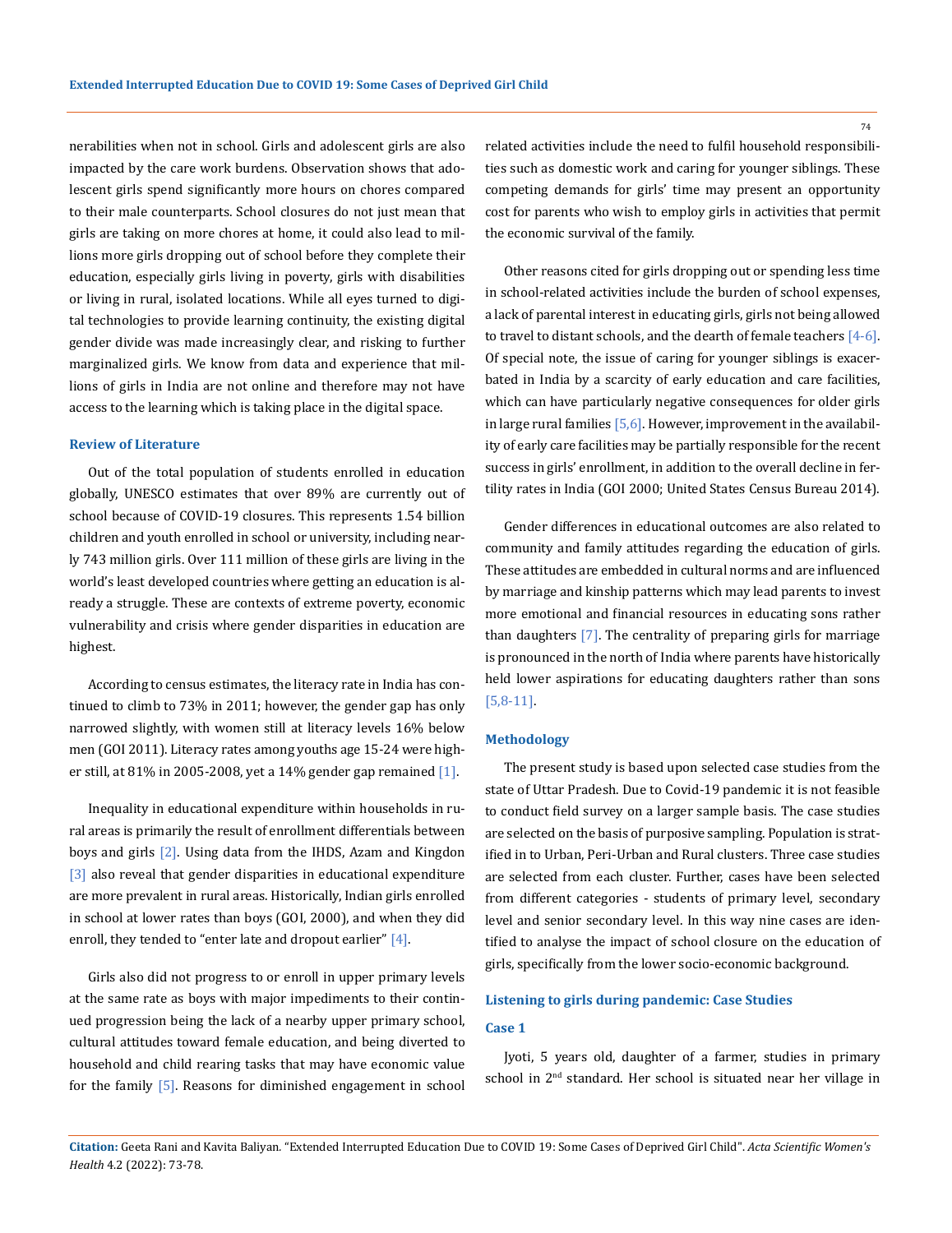nerabilities when not in school. Girls and adolescent girls are also impacted by the care work burdens. Observation shows that adolescent girls spend significantly more hours on chores compared to their male counterparts. School closures do not just mean that girls are taking on more chores at home, it could also lead to millions more girls dropping out of school before they complete their education, especially girls living in poverty, girls with disabilities or living in rural, isolated locations. While all eyes turned to digital technologies to provide learning continuity, the existing digital gender divide was made increasingly clear, and risking to further marginalized girls. We know from data and experience that millions of girls in India are not online and therefore may not have access to the learning which is taking place in the digital space.

## Review of Literature

Out of the total population of students enrolled in education globally, UNESCO estimates that over 89% are currently out of school because of COVID-19 closures. This represents 1.54 billion children and youth enrolled in school or university, including nearly 743 million girls. Over 111 million of these girls are living in the world's least developed countries where getting an education is already a struggle. These are contexts of extreme poverty, economic vulnerability and crisis where gender disparities in education are highest.

According to census estimates, the literacy rate in India has continued to climb to 73% in 2011; however, the gender gap has only narrowed slightly, with women still at literacy levels 16% below men (GOI 2011). Literacy rates among youths age 15-24 were higher still, at 81% in 2005-2008, yet a 14% gender gap remained [1].

Inequality in educational expenditure within households in rural areas is primarily the result of enrollment differentials between boys and girls [2]. Using data from the IHDS, Azam and Kingdon [3] also reveal that gender disparities in educational expenditure are more prevalent in rural areas. Historically, Indian girls enrolled in school at lower rates than boys (GOI, 2000), and when they did enroll, they tended to "enter late and dropout earlier" [4].

Girls also did not progress to or enroll in upper primary levels at the same rate as boys with major impediments to their continued progression being the lack of a nearby upper primary school, cultural attitudes toward female education, and being diverted to household and child rearing tasks that may have economic value for the family [5]. Reasons for diminished engagement in school related activities include the need to fulfil household responsibilities such as domestic work and caring for younger siblings. These competing demands for girls' time may present an opportunity cost for parents who wish to employ girls in activities that permit the economic survival of the family.

Other reasons cited for girls dropping out or spending less time in school-related activities include the burden of school expenses, a lack of parental interest in educating girls, girls not being allowed to travel to distant schools, and the dearth of female teachers [4-6]. Of special note, the issue of caring for younger siblings is exacerbated in India by a scarcity of early education and care facilities, which can have particularly negative consequences for older girls in large rural families [5,6]. However, improvement in the availability of early care facilities may be partially responsible for the recent success in girls' enrollment, in addition to the overall decline in fertility rates in India (GOI 2000; United States Census Bureau 2014).

Gender differences in educational outcomes are also related to community and family attitudes regarding the education of girls. These attitudes are embedded in cultural norms and are influenced by marriage and kinship patterns which may lead parents to invest more emotional and financial resources in educating sons rather than daughters [7]. The centrality of preparing girls for marriage is pronounced in the north of India where parents have historically held lower aspirations for educating daughters rather than sons [5,8-11].

## Methodology

The present study is based upon selected case studies from the state of Uttar Pradesh. Due to Covid-19 pandemic it is not feasible to conduct field survey on a larger sample basis. The case studies are selected on the basis of purposive sampling. Population is stratified in to Urban, Peri-Urban and Rural clusters. Three case studies are selected from each cluster. Further, cases have been selected from different categories - students of primary level, secondary level and senior secondary level. In this way nine cases are identified to analyse the impact of school closure on the education of girls, specifically from the lower socio-economic background.

## Listening to girls during pandemic: Case Studies

### Case 1

Jyoti, 5 years old, daughter of a farmer, studies in primary school in 2nd standard. Her school is situated near her village in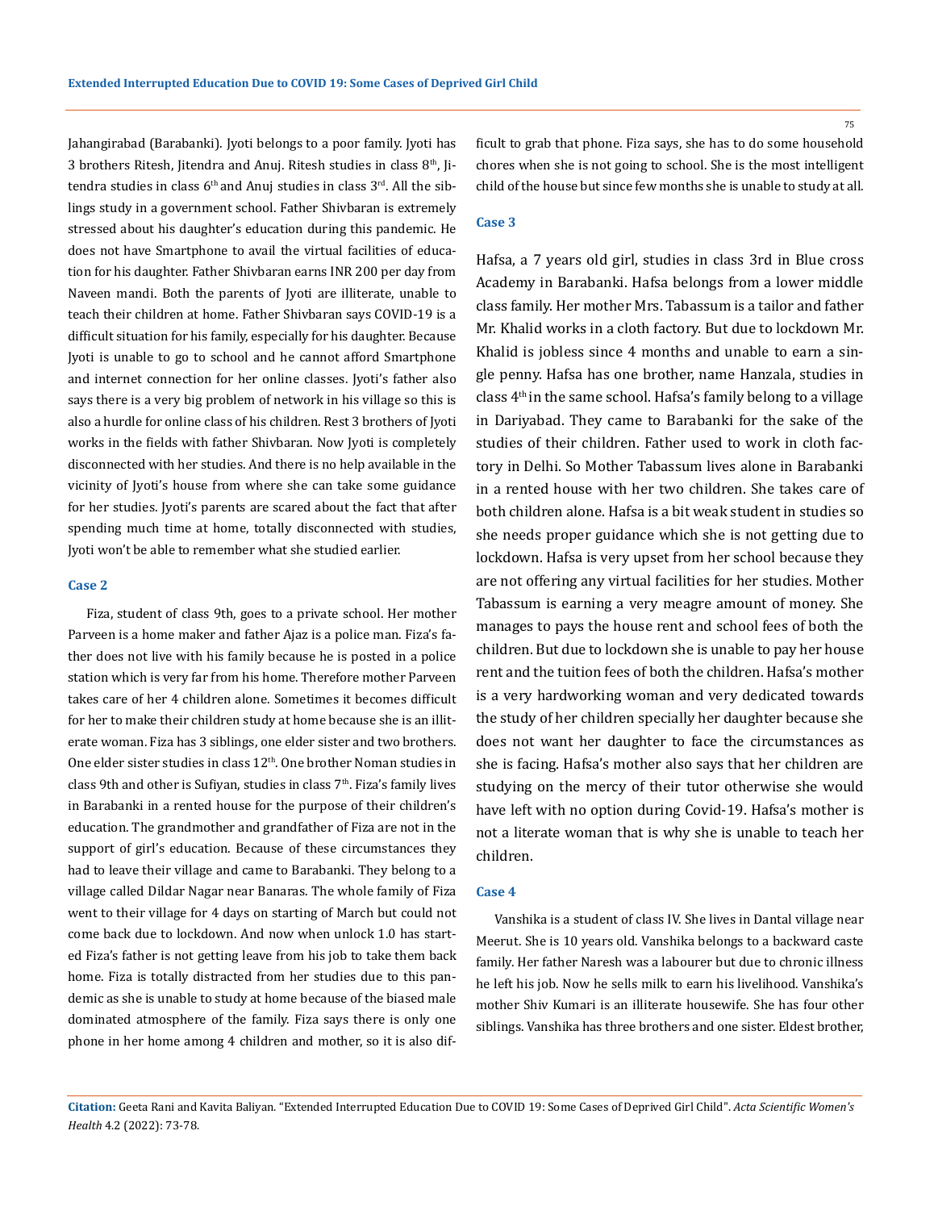Jahangirabad (Barabanki). Jyoti belongs to a poor family. Jyoti has 3 brothers Ritesh, Jitendra and Anuj. Ritesh studies in class 8th, Jitendra studies in class 6th and Anuj studies in class 3rd. All the siblings study in a government school. Father Shivbaran is extremely stressed about his daughter's education during this pandemic. He does not have Smartphone to avail the virtual facilities of education for his daughter. Father Shivbaran earns INR 200 per day from Naveen mandi. Both the parents of Jyoti are illiterate, unable to teach their children at home. Father Shivbaran says COVID-19 is a difficult situation for his family, especially for his daughter. Because Jyoti is unable to go to school and he cannot afford Smartphone and internet connection for her online classes. Jyoti's father also says there is a very big problem of network in his village so this is also a hurdle for online class of his children. Rest 3 brothers of Jyoti works in the fields with father Shivbaran. Now Jyoti is completely disconnected with her studies. And there is no help available in the vicinity of Jyoti's house from where she can take some guidance for her studies. Jyoti's parents are scared about the fact that after spending much time at home, totally disconnected with studies, Jyoti won't be able to remember what she studied earlier.

### Case 2

Fiza, student of class 9th, goes to a private school. Her mother Parveen is a home maker and father Ajaz is a police man. Fiza's father does not live with his family because he is posted in a police station which is very far from his home. Therefore mother Parveen takes care of her 4 children alone. Sometimes it becomes difficult for her to make their children study at home because she is an illiterate woman. Fiza has 3 siblings, one elder sister and two brothers. One elder sister studies in class 12th. One brother Noman studies in class 9th and other is Sufiyan, studies in class 7th. Fiza's family lives in Barabanki in a rented house for the purpose of their children's education. The grandmother and grandfather of Fiza are not in the support of girl's education. Because of these circumstances they had to leave their village and came to Barabanki. They belong to a village called Dildar Nagar near Banaras. The whole family of Fiza went to their village for 4 days on starting of March but could not come back due to lockdown. And now when unlock 1.0 has started Fiza's father is not getting leave from his job to take them back home. Fiza is totally distracted from her studies due to this pandemic as she is unable to study at home because of the biased male dominated atmosphere of the family. Fiza says there is only one phone in her home among 4 children and mother, so it is also difficult to grab that phone. Fiza says, she has to do some household chores when she is not going to school. She is the most intelligent child of the house but since few months she is unable to study at all.

### Case 3

Hafsa, a 7 years old girl, studies in class 3rd in Blue cross Academy in Barabanki. Hafsa belongs from a lower middle class family. Her mother Mrs. Tabassum is a tailor and father Mr. Khalid works in a cloth factory. But due to lockdown Mr. Khalid is jobless since 4 months and unable to earn a single penny. Hafsa has one brother, name Hanzala, studies in class 4th in the same school. Hafsa's family belong to a village in Dariyabad. They came to Barabanki for the sake of the studies of their children. Father used to work in cloth factory in Delhi. So Mother Tabassum lives alone in Barabanki in a rented house with her two children. She takes care of both children alone. Hafsa is a bit weak student in studies so she needs proper guidance which she is not getting due to lockdown. Hafsa is very upset from her school because they are not offering any virtual facilities for her studies. Mother Tabassum is earning a very meagre amount of money. She manages to pays the house rent and school fees of both the children. But due to lockdown she is unable to pay her house rent and the tuition fees of both the children. Hafsa's mother is a very hardworking woman and very dedicated towards the study of her children specially her daughter because she does not want her daughter to face the circumstances as she is facing. Hafsa's mother also says that her children are studying on the mercy of their tutor otherwise she would have left with no option during Covid-19. Hafsa's mother is not a literate woman that is why she is unable to teach her children.

### Case 4

Vanshika is a student of class IV. She lives in Dantal village near Meerut. She is 10 years old. Vanshika belongs to a backward caste family. Her father Naresh was a labourer but due to chronic illness he left his job. Now he sells milk to earn his livelihood. Vanshika's mother Shiv Kumari is an illiterate housewife. She has four other siblings. Vanshika has three brothers and one sister. Eldest brother,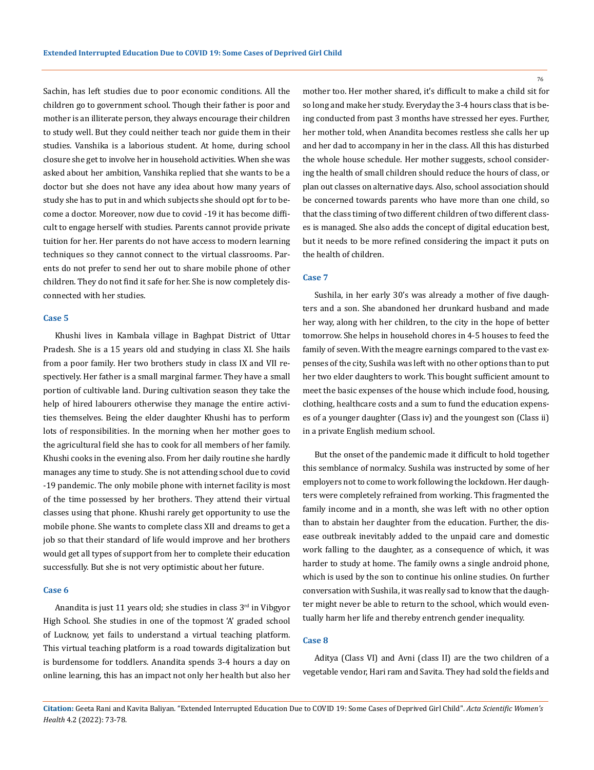Sachin, has left studies due to poor economic conditions. All the children go to government school. Though their father is poor and mother is an illiterate person, they always encourage their children to study well. But they could neither teach nor guide them in their studies. Vanshika is a laborious student. At home, during school closure she get to involve her in household activities. When she was asked about her ambition, Vanshika replied that she wants to be a doctor but she does not have any idea about how many years of study she has to put in and which subjects she should opt for to become a doctor. Moreover, now due to covid -19 it has become difficult to engage herself with studies. Parents cannot provide private tuition for her. Her parents do not have access to modern learning techniques so they cannot connect to the virtual classrooms. Parents do not prefer to send her out to share mobile phone of other children. They do not find it safe for her. She is now completely disconnected with her studies.

### Case 5

Khushi lives in Kambala village in Baghpat District of Uttar Pradesh. She is a 15 years old and studying in class XI. She hails from a poor family. Her two brothers study in class IX and VII respectively. Her father is a small marginal farmer. They have a small portion of cultivable land. During cultivation season they take the help of hired labourers otherwise they manage the entire activities themselves. Being the elder daughter Khushi has to perform lots of responsibilities. In the morning when her mother goes to the agricultural field she has to cook for all members of her family. Khushi cooks in the evening also. From her daily routine she hardly manages any time to study. She is not attending school due to covid -19 pandemic. The only mobile phone with internet facility is most of the time possessed by her brothers. They attend their virtual classes using that phone. Khushi rarely get opportunity to use the mobile phone. She wants to complete class XII and dreams to get a job so that their standard of life would improve and her brothers would get all types of support from her to complete their education successfully. But she is not very optimistic about her future.

### Case 6

Anandita is just 11 years old; she studies in class 3rd in Vibgyor High School. She studies in one of the topmost 'A' graded school of Lucknow, yet fails to understand a virtual teaching platform. This virtual teaching platform is a road towards digitalization but is burdensome for toddlers. Anandita spends 3-4 hours a day on online learning, this has an impact not only her health but also her mother too. Her mother shared, it's difficult to make a child sit for so long and make her study. Everyday the 3-4 hours class that is being conducted from past 3 months have stressed her eyes. Further, her mother told, when Anandita becomes restless she calls her up and her dad to accompany in her in the class. All this has disturbed the whole house schedule. Her mother suggests, school considering the health of small children should reduce the hours of class, or plan out classes on alternative days. Also, school association should be concerned towards parents who have more than one child, so that the class timing of two different children of two different classes is managed. She also adds the concept of digital education best, but it needs to be more refined considering the impact it puts on the health of children.

### Case 7

Sushila, in her early 30's was already a mother of five daughters and a son. She abandoned her drunkard husband and made her way, along with her children, to the city in the hope of better tomorrow. She helps in household chores in 4-5 houses to feed the family of seven. With the meagre earnings compared to the vast expenses of the city, Sushila was left with no other options than to put her two elder daughters to work. This bought sufficient amount to meet the basic expenses of the house which include food, housing, clothing, healthcare costs and a sum to fund the education expenses of a younger daughter (Class iv) and the youngest son (Class ii) in a private English medium school.

But the onset of the pandemic made it difficult to hold together this semblance of normalcy. Sushila was instructed by some of her employers not to come to work following the lockdown. Her daughters were completely refrained from working. This fragmented the family income and in a month, she was left with no other option than to abstain her daughter from the education. Further, the disease outbreak inevitably added to the unpaid care and domestic work falling to the daughter, as a consequence of which, it was harder to study at home. The family owns a single android phone, which is used by the son to continue his online studies. On further conversation with Sushila, it was really sad to know that the daughter might never be able to return to the school, which would eventually harm her life and thereby entrench gender inequality.

### Case 8

Aditya (Class VI) and Avni (class II) are the two children of a vegetable vendor, Hari ram and Savita. They had sold the fields and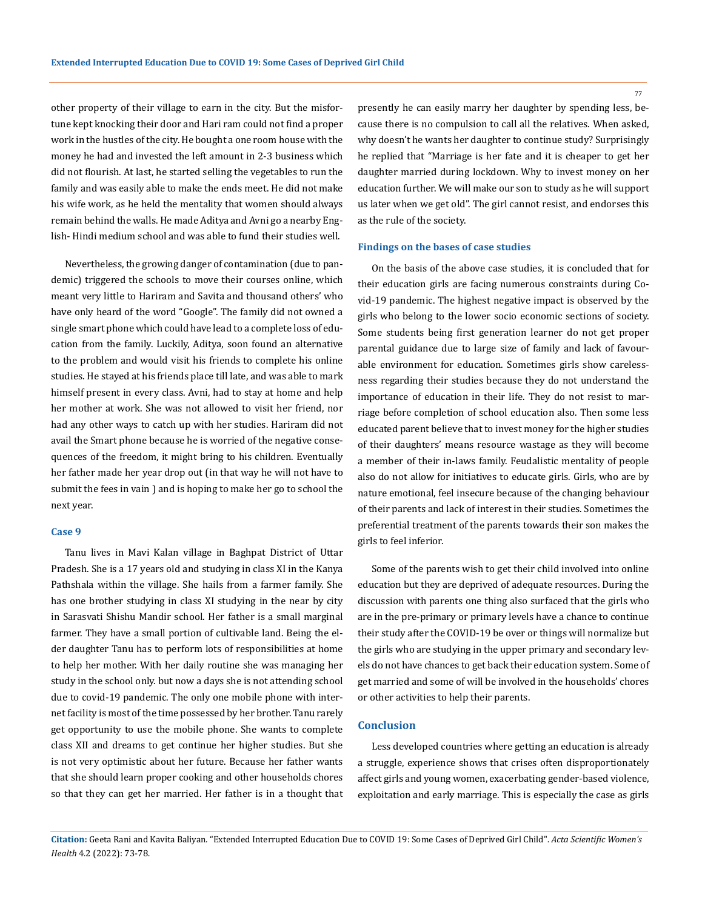other property of their village to earn in the city. But the misfortune kept knocking their door and Hari ram could not find a proper work in the hustles of the city. He bought a one room house with the money he had and invested the left amount in 2-3 business which did not flourish. At last, he started selling the vegetables to run the family and was easily able to make the ends meet. He did not make his wife work, as he held the mentality that women should always remain behind the walls. He made Aditya and Avni go a nearby English- Hindi medium school and was able to fund their studies well.

Nevertheless, the growing danger of contamination (due to pandemic) triggered the schools to move their courses online, which meant very little to Hariram and Savita and thousand others' who have only heard of the word "Google". The family did not owned a single smart phone which could have lead to a complete loss of education from the family. Luckily, Aditya, soon found an alternative to the problem and would visit his friends to complete his online studies. He stayed at his friends place till late, and was able to mark himself present in every class. Avni, had to stay at home and help her mother at work. She was not allowed to visit her friend, nor had any other ways to catch up with her studies. Hariram did not avail the Smart phone because he is worried of the negative consequences of the freedom, it might bring to his children. Eventually her father made her year drop out (in that way he will not have to submit the fees in vain ) and is hoping to make her go to school the next year.

### Case 9

Tanu lives in Mavi Kalan village in Baghpat District of Uttar Pradesh. She is a 17 years old and studying in class XI in the Kanya Pathshala within the village. She hails from a farmer family. She has one brother studying in class XI studying in the near by city in Sarasvati Shishu Mandir school. Her father is a small marginal farmer. They have a small portion of cultivable land. Being the elder daughter Tanu has to perform lots of responsibilities at home to help her mother. With her daily routine she was managing her study in the school only. but now a days she is not attending school due to covid-19 pandemic. The only one mobile phone with internet facility is most of the time possessed by her brother. Tanu rarely get opportunity to use the mobile phone. She wants to complete class XII and dreams to get continue her higher studies. But she is not very optimistic about her future. Because her father wants that she should learn proper cooking and other households chores so that they can get her married. Her father is in a thought that presently he can easily marry her daughter by spending less, because there is no compulsion to call all the relatives. When asked, why doesn't he wants her daughter to continue study? Surprisingly he replied that "Marriage is her fate and it is cheaper to get her daughter married during lockdown. Why to invest money on her education further. We will make our son to study as he will support us later when we get old". The girl cannot resist, and endorses this as the rule of the society.

### Findings on the bases of case studies

On the basis of the above case studies, it is concluded that for their education girls are facing numerous constraints during Covid-19 pandemic. The highest negative impact is observed by the girls who belong to the lower socio economic sections of society. Some students being first generation learner do not get proper parental guidance due to large size of family and lack of favourable environment for education. Sometimes girls show carelessness regarding their studies because they do not understand the importance of education in their life. They do not resist to marriage before completion of school education also. Then some less educated parent believe that to invest money for the higher studies of their daughters' means resource wastage as they will become a member of their in-laws family. Feudalistic mentality of people also do not allow for initiatives to educate girls. Girls, who are by nature emotional, feel insecure because of the changing behaviour of their parents and lack of interest in their studies. Sometimes the preferential treatment of the parents towards their son makes the girls to feel inferior.

Some of the parents wish to get their child involved into online education but they are deprived of adequate resources. During the discussion with parents one thing also surfaced that the girls who are in the pre-primary or primary levels have a chance to continue their study after the COVID-19 be over or things will normalize but the girls who are studying in the upper primary and secondary levels do not have chances to get back their education system. Some of get married and some of will be involved in the households' chores or other activities to help their parents.

## Conclusion

Less developed countries where getting an education is already a struggle, experience shows that crises often disproportionately affect girls and young women, exacerbating gender-based violence, exploitation and early marriage. This is especially the case as girls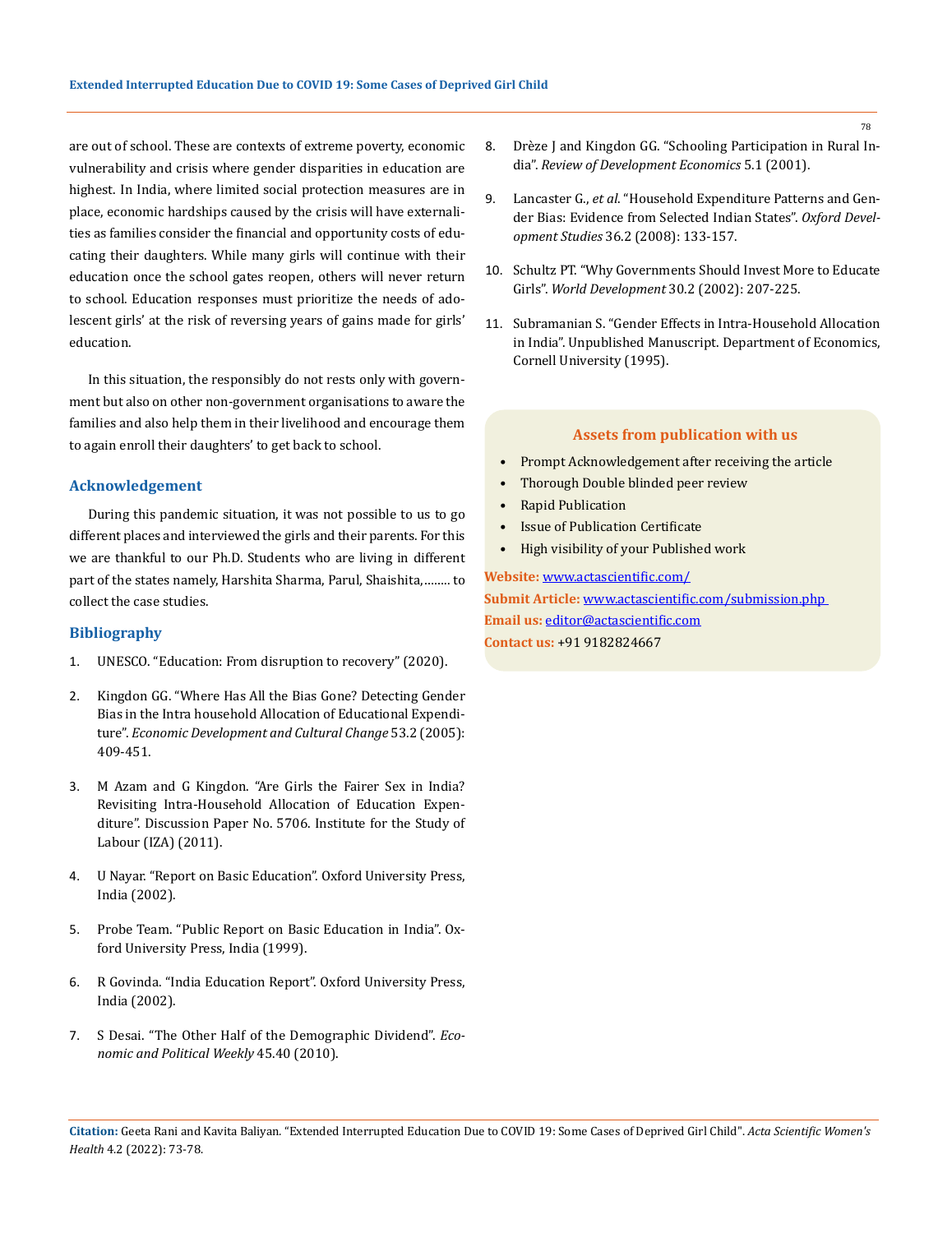are out of school. These are contexts of extreme poverty, economic vulnerability and crisis where gender disparities in education are highest. In India, where limited social protection measures are in place, economic hardships caused by the crisis will have externalities as families consider the financial and opportunity costs of educating their daughters. While many girls will continue with their education once the school gates reopen, others will never return to school. Education responses must prioritize the needs of adolescent girls' at the risk of reversing years of gains made for girls' education.

In this situation, the responsibly do not rests only with government but also on other non-government organisations to aware the families and also help them in their livelihood and encourage them to again enroll their daughters' to get back to school.

## Acknowledgement

During this pandemic situation, it was not possible to us to go different places and interviewed the girls and their parents. For this we are thankful to our Ph.D. Students who are living in different part of the states namely, Harshita Sharma, Parul, Shaishita,........ to collect the case studies.

## Bibliography

1. UNESCO. "Education: From disruption to recovery" (2020).
2. Kingdon GG. "Where Has All the Bias Gone? Detecting Gender Bias in the Intra household Allocation of Educational Expenditure". *Economic Development and Cultural Change* 53.2 (2005): 409-451.
3. M Azam and G Kingdon. "Are Girls the Fairer Sex in India? Revisiting Intra-Household Allocation of Education Expenditure". Discussion Paper No. 5706. Institute for the Study of Labour (IZA) (2011).
4. U Nayar. "Report on Basic Education". Oxford University Press, India (2002).
5. Probe Team. "Public Report on Basic Education in India". Oxford University Press, India (1999).
6. R Govinda. "India Education Report". Oxford University Press, India (2002).
7. S Desai. "The Other Half of the Demographic Dividend". *Economic and Political Weekly* 45.40 (2010).
8. Drèze J and Kingdon GG. "Schooling Participation in Rural India". *Review of Development Economics* 5.1 (2001).
9. Lancaster G., *et al*. "Household Expenditure Patterns and Gender Bias: Evidence from Selected Indian States". *Oxford Development Studies* 36.2 (2008): 133-157.
10. Schultz PT. "Why Governments Should Invest More to Educate Girls". *World Development* 30.2 (2002): 207-225.
11. Subramanian S. "Gender Effects in Intra-Household Allocation in India". Unpublished Manuscript. Department of Economics, Cornell University (1995).

### Assets from publication with us

- Prompt Acknowledgement after receiving the article
- Thorough Double blinded peer review
- Rapid Publication
- Issue of Publication Certificate
- High visibility of your Published work

**Website:** www.actascientific.com/
**Submit Article:** www.actascientific.com/submission.php
**Email us:** editor@actascientific.com
**Contact us:** +91 9182824667